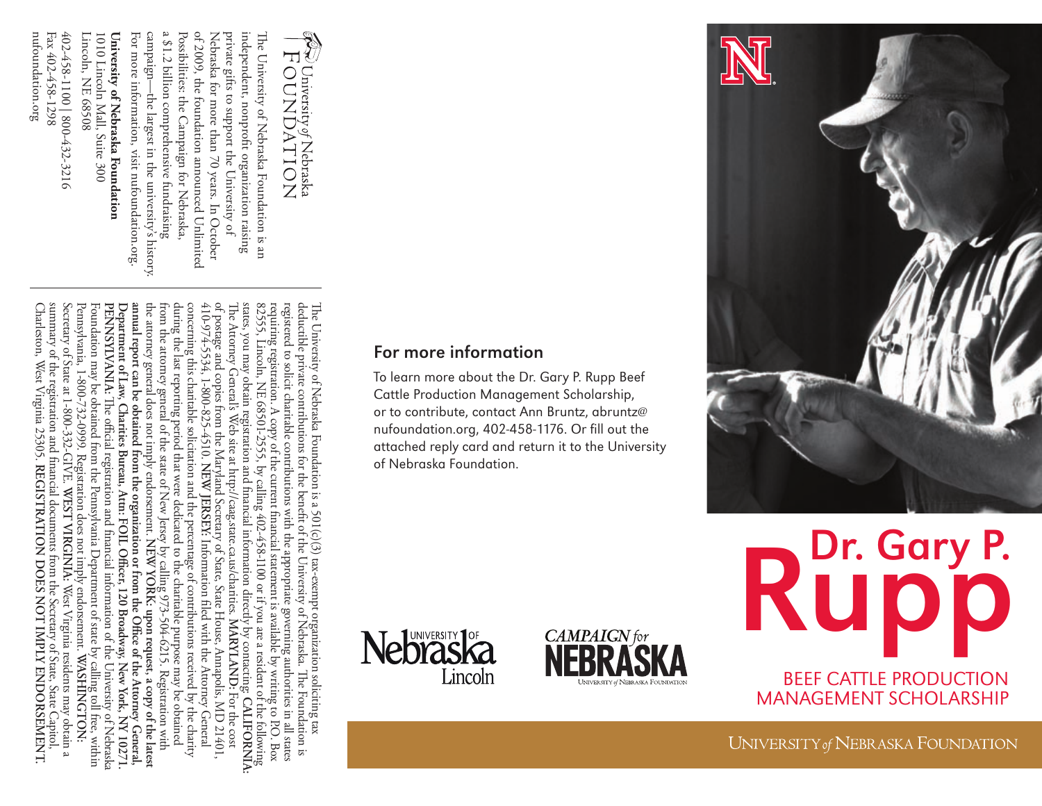University of Nebraska FOUNDATION

The University of Nebraska Foundation is an independent, nonprofit organization raising private gifts to support the University of Nebraska for more than 70 years. In October of 2009, the foundation announced Unlimited Possibilities: the Campaign for Nebraska, a $1.2 billion comprehensive fundraising campaign—the largest in the university's history. For more information, visit nufoundation.org.

**University of Nebraska Foundation**
1010 Lincoln Mall, Suite 300
Lincoln, NE 68508
402-458-1100 | 800-432-3216
Fax 402-458-1298
nufoundation.org

The University of Nebraska Foundation is a 501(c)(3) tax-exempt organization soliciting tax deductible private contributions for the benefit of the University of Nebraska. The Foundation is registered to solicit charitable contributions with the appropriate governing authorities in all states requiring registration. A copy of the current financial statement is available by writing to P.O. Box 82555, Lincoln, NE 68501-2555, by calling 402-458-1100 or if you are a resident of the following states, you may obtain registration and financial information directly by contacting: **CALIFORNIA:** The Attorney General's Web site at http://caag.state.ca.us/charities. **MARYLAND:** For the cost of postage and copies from the Maryland Secretary of State, State House, Annapolis, MD 21401, 410-974-5534, 1-800-825-4510. **NEW JERSEY:** Information filed with the Attorney General concerning this charitable solicitation and the percentage of contributions received by the charity during the last reporting period that were dedicated to the charitable purpose may be obtained from the attorney general of the state of New Jersey by calling 973-504-6215. Registration with the attorney general does not imply endorsement. **NEW YORK: upon request, a copy of the latest annual report can be obtained from the organization or from the Office of the Attorney General, Department of Law, Charities Bureau, Attn: FOIL Officer, 120 Broadway, New York, NY 10271. PENNSYLVANIA:** The official registration and financial information of the University of Nebraska Foundation may be obtained from the Pennsylvania Department of state by calling toll free, within Pennsylvania, 1-800-732-0999. Registration does not imply endorsement. **WASHINGTON:** Secretary of State at 1-800-332-GIVE. **WEST VIRGINIA:** West Virginia residents may obtain a summary of the registration and financial documents from the Secretary of State, State Capitol, Charleston, West Virginia 25305. **REGISTRATION DOES NOT IMPLY ENDORSEMENT.**

## For more information

To learn more about the Dr. Gary P. Rupp Beef Cattle Production Management Scholarship, or to contribute, contact Ann Bruntz, abruntz@nufoundation.org, 402-458-1176. Or fill out the attached reply card and return it to the University of Nebraska Foundation.

University of Nebraska Lincoln

CAMPAIGN for NEBRASKA
University of Nebraska Foundation

# Dr. Gary P. Rupp

## BEEF CATTLE PRODUCTION MANAGEMENT SCHOLARSHIP

University of Nebraska Foundation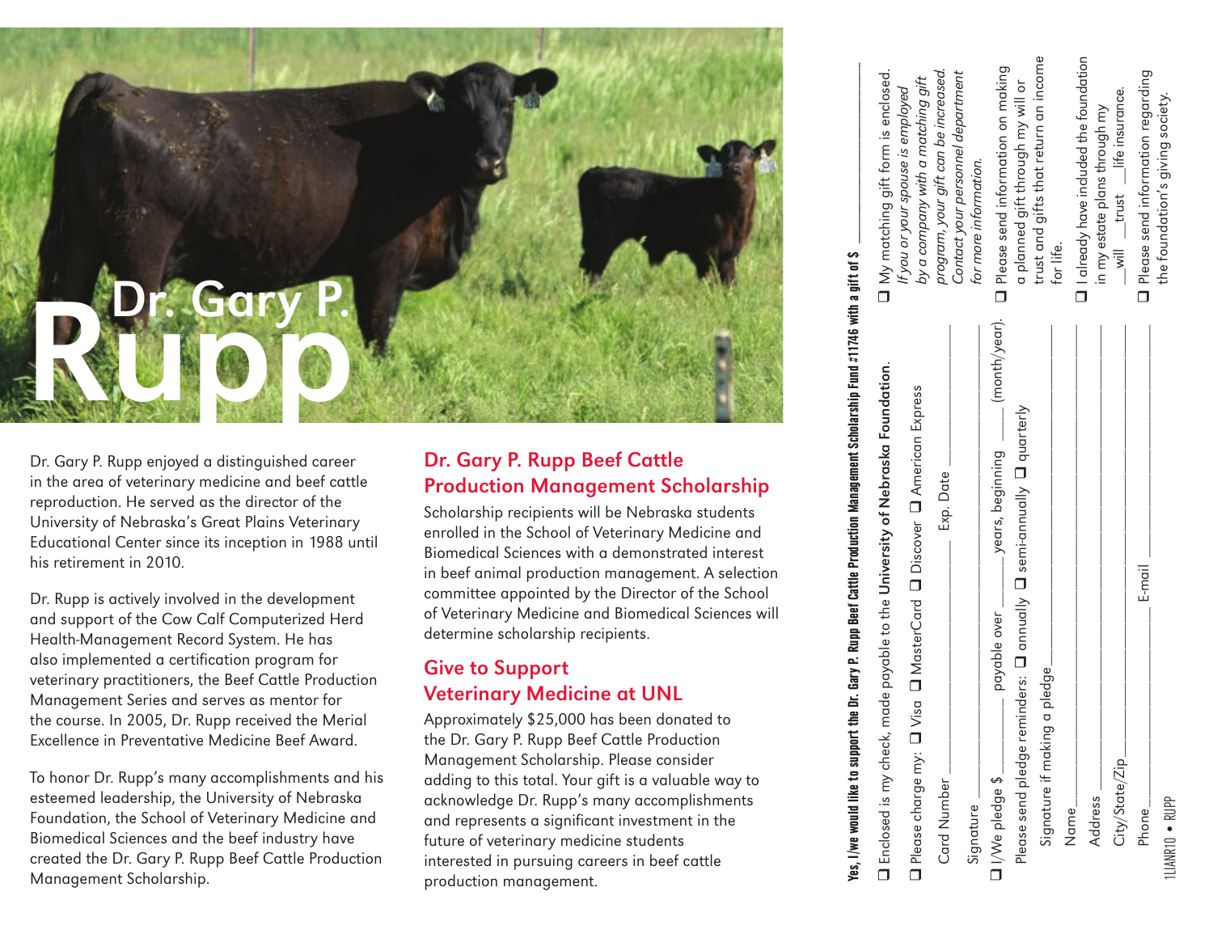# Dr. Gary P. Rupp

Dr. Gary P. Rupp enjoyed a distinguished career in the area of veterinary medicine and beef cattle reproduction. He served as the director of the University of Nebraska's Great Plains Veterinary Educational Center since its inception in 1988 until his retirement in 2010.

Dr. Rupp is actively involved in the development and support of the Cow Calf Computerized Herd Health-Management Record System. He has also implemented a certification program for veterinary practitioners, the Beef Cattle Production Management Series and serves as mentor for the course. In 2005, Dr. Rupp received the Merial Excellence in Preventative Medicine Beef Award.

To honor Dr. Rupp's many accomplishments and his esteemed leadership, the University of Nebraska Foundation, the School of Veterinary Medicine and Biomedical Sciences and the beef industry have created the Dr. Gary P. Rupp Beef Cattle Production Management Scholarship.

## Dr. Gary P. Rupp Beef Cattle Production Management Scholarship

Scholarship recipients will be Nebraska students enrolled in the School of Veterinary Medicine and Biomedical Sciences with a demonstrated interest in beef animal production management. A selection committee appointed by the Director of the School of Veterinary Medicine and Biomedical Sciences will determine scholarship recipients.

## Give to Support Veterinary Medicine at UNL

Approximately $25,000 has been donated to the Dr. Gary P. Rupp Beef Cattle Production Management Scholarship. Please consider adding to this total. Your gift is a valuable way to acknowledge Dr. Rupp's many accomplishments and represents a significant investment in the future of veterinary medicine students interested in pursuing careers in beef cattle production management.

**Yes, I/we would like to support the Dr. Gary P. Rupp Beef Cattle Production Management Scholarship Fund #11746 with a gift of $ ____________**

❑ Enclosed is my check, made payable to the **University of Nebraska Foundation**.

❑ Please charge my: ❑ Visa ❑ MasterCard ❑ Discover ❑ American Express

Card Number ____________ Exp. Date ____________

Signature ____________

❑ I/We pledge $ ________ payable over ______ years, beginning ______ (month/year).

Please send pledge reminders: ❑ annually ❑ semi-annually ❑ quarterly

Signature if making a pledge ____________

Name ____________

Address ____________

City/State/Zip ____________

Phone ____________ E-mail ____________

❑ My matching gift form is enclosed.
*If you or your spouse is employed by a company with a matching gift program, your gift can be increased. Contact your personnel department for more information.*

❑ Please send information on making a planned gift through my will or trust and gifts that return an income for life.

❑ I already have included the foundation in my estate plans through my ___will ___trust ___life insurance.

❑ Please send information regarding the foundation's giving society.

1LIANR10 • RUPP